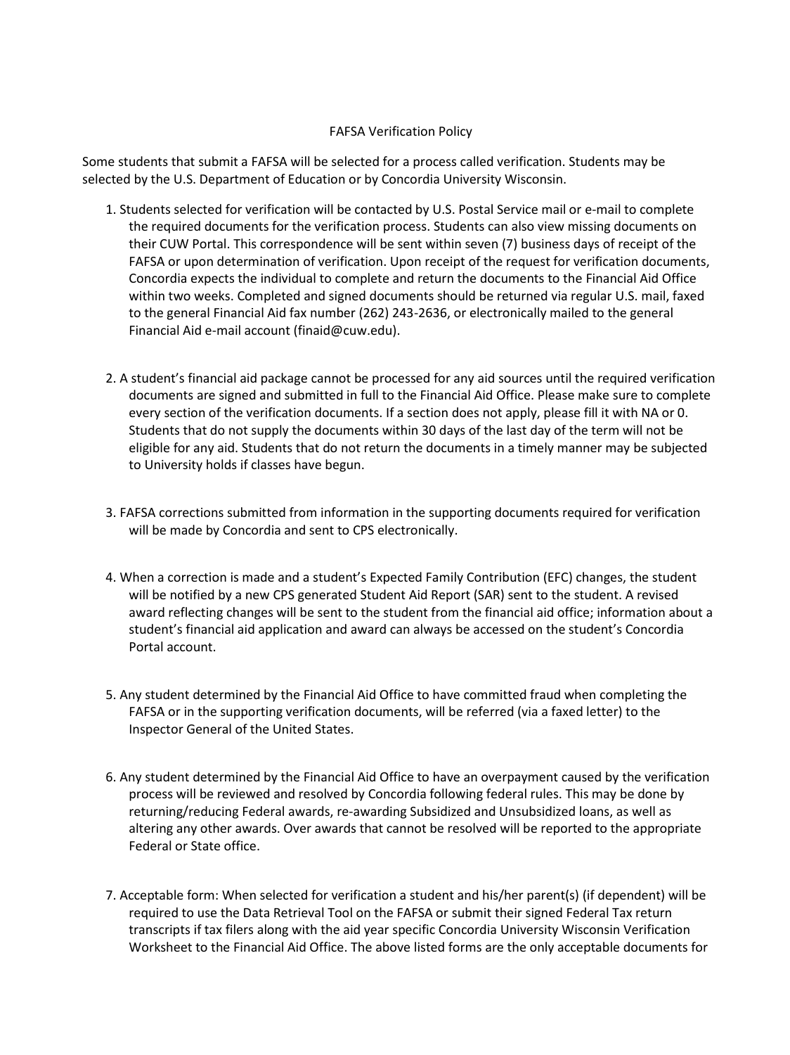# FAFSA Verification Policy

Some students that submit a FAFSA will be selected for a process called verification. Students may be selected by the U.S. Department of Education or by Concordia University Wisconsin.

1. Students selected for verification will be contacted by U.S. Postal Service mail or e-mail to complete the required documents for the verification process. Students can also view missing documents on their CUW Portal. This correspondence will be sent within seven (7) business days of receipt of the FAFSA or upon determination of verification. Upon receipt of the request for verification documents, Concordia expects the individual to complete and return the documents to the Financial Aid Office within two weeks. Completed and signed documents should be returned via regular U.S. mail, faxed to the general Financial Aid fax number (262) 243-2636, or electronically mailed to the general Financial Aid e-mail account (finaid@cuw.edu).

2. A student's financial aid package cannot be processed for any aid sources until the required verification documents are signed and submitted in full to the Financial Aid Office. Please make sure to complete every section of the verification documents. If a section does not apply, please fill it with NA or 0. Students that do not supply the documents within 30 days of the last day of the term will not be eligible for any aid. Students that do not return the documents in a timely manner may be subjected to University holds if classes have begun.

3. FAFSA corrections submitted from information in the supporting documents required for verification will be made by Concordia and sent to CPS electronically.

4. When a correction is made and a student's Expected Family Contribution (EFC) changes, the student will be notified by a new CPS generated Student Aid Report (SAR) sent to the student. A revised award reflecting changes will be sent to the student from the financial aid office; information about a student's financial aid application and award can always be accessed on the student's Concordia Portal account.

5. Any student determined by the Financial Aid Office to have committed fraud when completing the FAFSA or in the supporting verification documents, will be referred (via a faxed letter) to the Inspector General of the United States.

6. Any student determined by the Financial Aid Office to have an overpayment caused by the verification process will be reviewed and resolved by Concordia following federal rules. This may be done by returning/reducing Federal awards, re-awarding Subsidized and Unsubsidized loans, as well as altering any other awards. Over awards that cannot be resolved will be reported to the appropriate Federal or State office.

7. Acceptable form: When selected for verification a student and his/her parent(s) (if dependent) will be required to use the Data Retrieval Tool on the FAFSA or submit their signed Federal Tax return transcripts if tax filers along with the aid year specific Concordia University Wisconsin Verification Worksheet to the Financial Aid Office. The above listed forms are the only acceptable documents for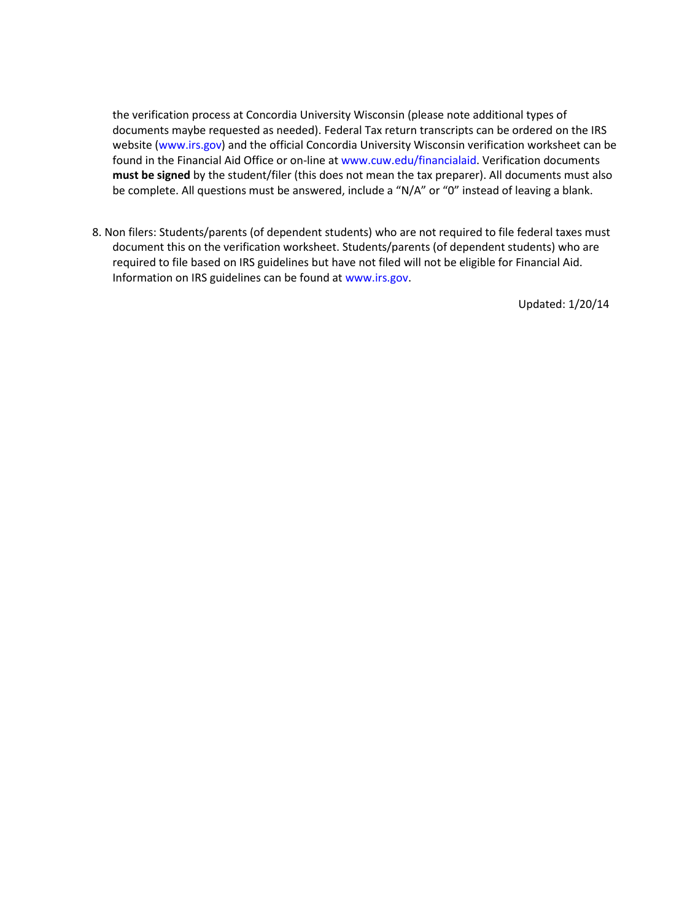the verification process at Concordia University Wisconsin (please note additional types of documents maybe requested as needed). Federal Tax return transcripts can be ordered on the IRS website (www.irs.gov) and the official Concordia University Wisconsin verification worksheet can be found in the Financial Aid Office or on-line at www.cuw.edu/financialaid. Verification documents **must be signed** by the student/filer (this does not mean the tax preparer). All documents must also be complete. All questions must be answered, include a "N/A" or "0" instead of leaving a blank.

8. Non filers: Students/parents (of dependent students) who are not required to file federal taxes must document this on the verification worksheet. Students/parents (of dependent students) who are required to file based on IRS guidelines but have not filed will not be eligible for Financial Aid. Information on IRS guidelines can be found at www.irs.gov.

Updated: 1/20/14